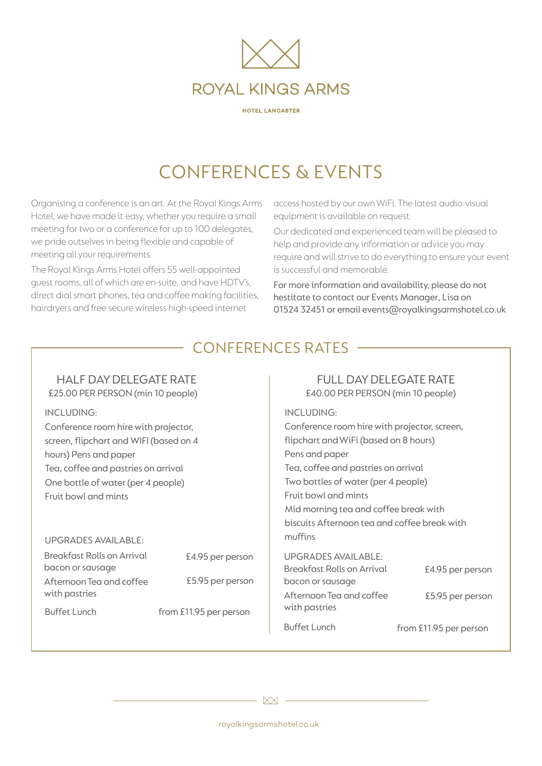# ROYAL KINGS ARMS

HOTEL LANCASTER

## CONFERENCES & EVENTS

Organising a conference is an art. At the Royal Kings Arms Hotel, we have made it easy, whether you require a small meeting for two or a conference for up to 100 delegates, we pride outselves in being flexible and capable of meeting all your requirements.

The Royal Kings Arms Hotel offers 55 well-appointed guest rooms, all of which are en-suite, and have HDTV's, direct dial smart phones, tea and coffee making facilities, hairdryers and free secure wireless high-speed internet access hosted by our own WiFi. The latest audio-visual equipment is available on request.

Our dedicated and experienced team will be pleased to help and provide any information or advice you may require and will strive to do everything to ensure your event is successful and memorable.

For more information and availability, please do not hestitate to contact our Events Manager, Lisa on 01524 32451 or email events@royalkingsarmshotel.co.uk

## CONFERENCES RATES

### HALF DAY DELEGATE RATE

£25.00 PER PERSON (min 10 people)

INCLUDING:

Conference room hire with projector, screen, flipchart and WIFI (based on 4 hours) Pens and paper
Tea, coffee and pastries on arrival
One bottle of water (per 4 people)
Fruit bowl and mints

UPGRADES AVAILABLE:

| | |
|---|---|
| Breakfast Rolls on Arrival bacon or sausage | £4.95 per person |
| Afternoon Tea and coffee with pastries | £5.95 per person |
| Buffet Lunch | from £11.95 per person |

### FULL DAY DELEGATE RATE

£40.00 PER PERSON (min 10 people)

INCLUDING:

Conference room hire with projector, screen, flipchart and WiFi (based on 8 hours)
Pens and paper
Tea, coffee and pastries on arrival
Two bottles of water (per 4 people)
Fruit bowl and mints
Mid morning tea and coffee break with biscuits Afternoon tea and coffee break with muffins

UPGRADES AVAILABLE:

| | |
|---|---|
| Breakfast Rolls on Arrival bacon or sausage | £4.95 per person |
| Afternoon Tea and coffee with pastries | £5.95 per person |
| Buffet Lunch | from £11.95 per person |

royalkingsarmshotel.co.uk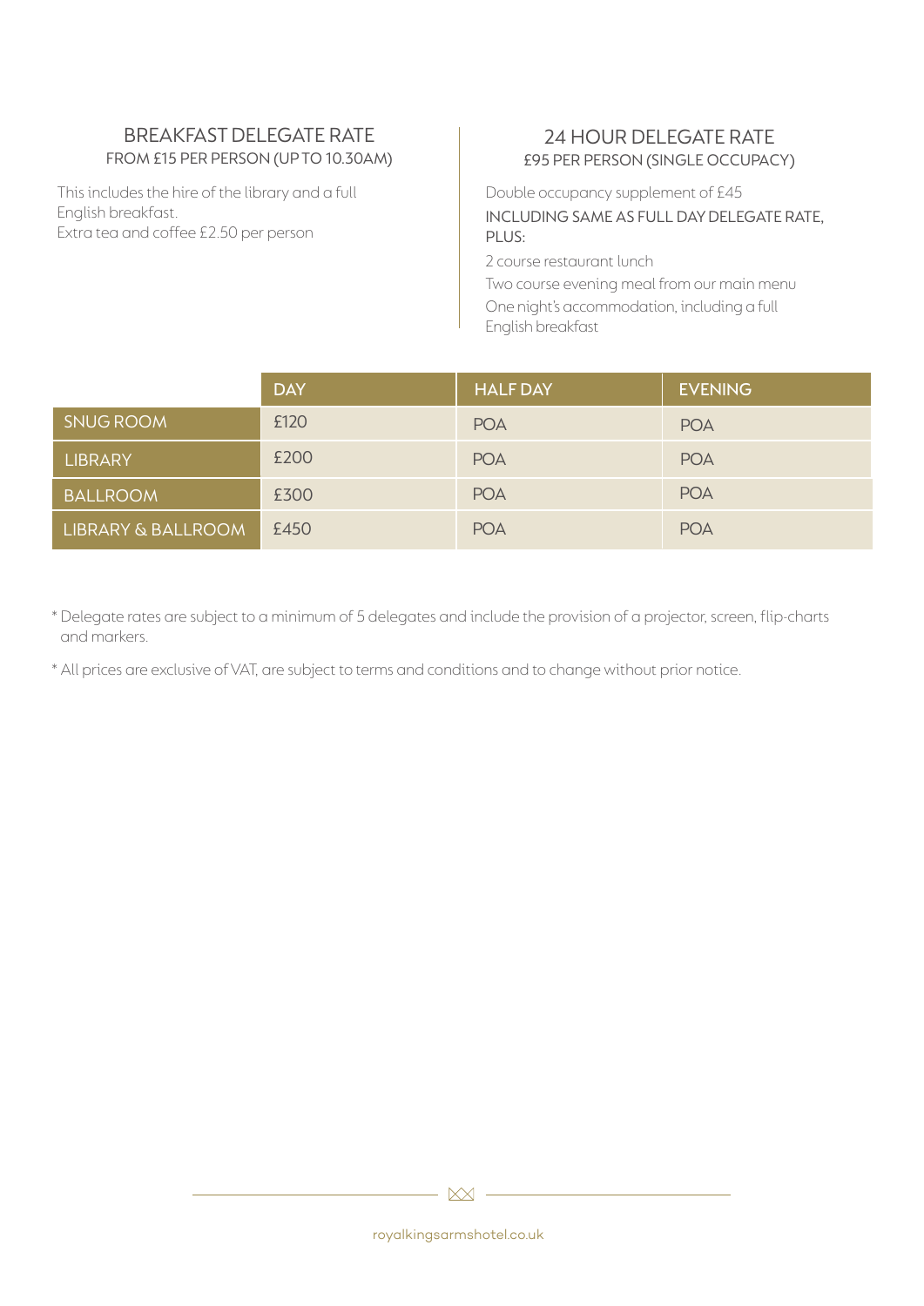## BREAKFAST DELEGATE RATE

FROM £15 PER PERSON (UP TO 10.30AM)

This includes the hire of the library and a full English breakfast.
Extra tea and coffee £2.50 per person

## 24 HOUR DELEGATE RATE

£95 PER PERSON (SINGLE OCCUPACY)

Double occupancy supplement of £45

INCLUDING SAME AS FULL DAY DELEGATE RATE, PLUS:

2 course restaurant lunch

Two course evening meal from our main menu

One night's accommodation, including a full English breakfast

| | DAY | HALF DAY | EVENING |
|---|---|---|---|
| SNUG ROOM | £120 | POA | POA |
| LIBRARY | £200 | POA | POA |
| BALLROOM | £300 | POA | POA |
| LIBRARY & BALLROOM | £450 | POA | POA |

* Delegate rates are subject to a minimum of 5 delegates and include the provision of a projector, screen, flip-charts and markers.

* All prices are exclusive of VAT, are subject to terms and conditions and to change without prior notice.

royalkingsarmshotel.co.uk